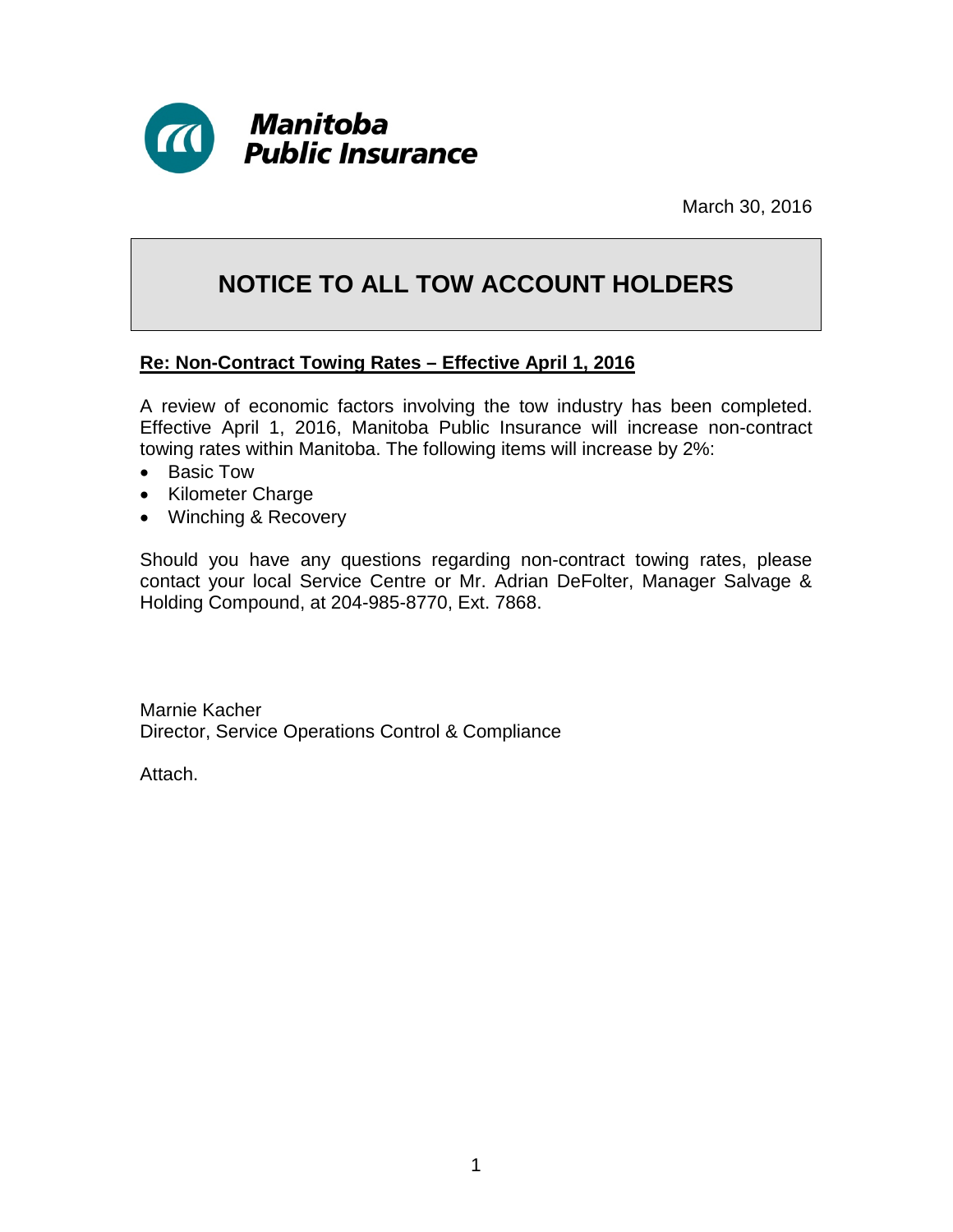**Manitoba Public Insurance**

March 30, 2016

# NOTICE TO ALL TOW ACCOUNT HOLDERS

**Re: Non-Contract Towing Rates – Effective April 1, 2016**

A review of economic factors involving the tow industry has been completed. Effective April 1, 2016, Manitoba Public Insurance will increase non-contract towing rates within Manitoba. The following items will increase by 2%:

- Basic Tow
- Kilometer Charge
- Winching & Recovery

Should you have any questions regarding non-contract towing rates, please contact your local Service Centre or Mr. Adrian DeFolter, Manager Salvage & Holding Compound, at 204-985-8770, Ext. 7868.

Marnie Kacher
Director, Service Operations Control & Compliance

Attach.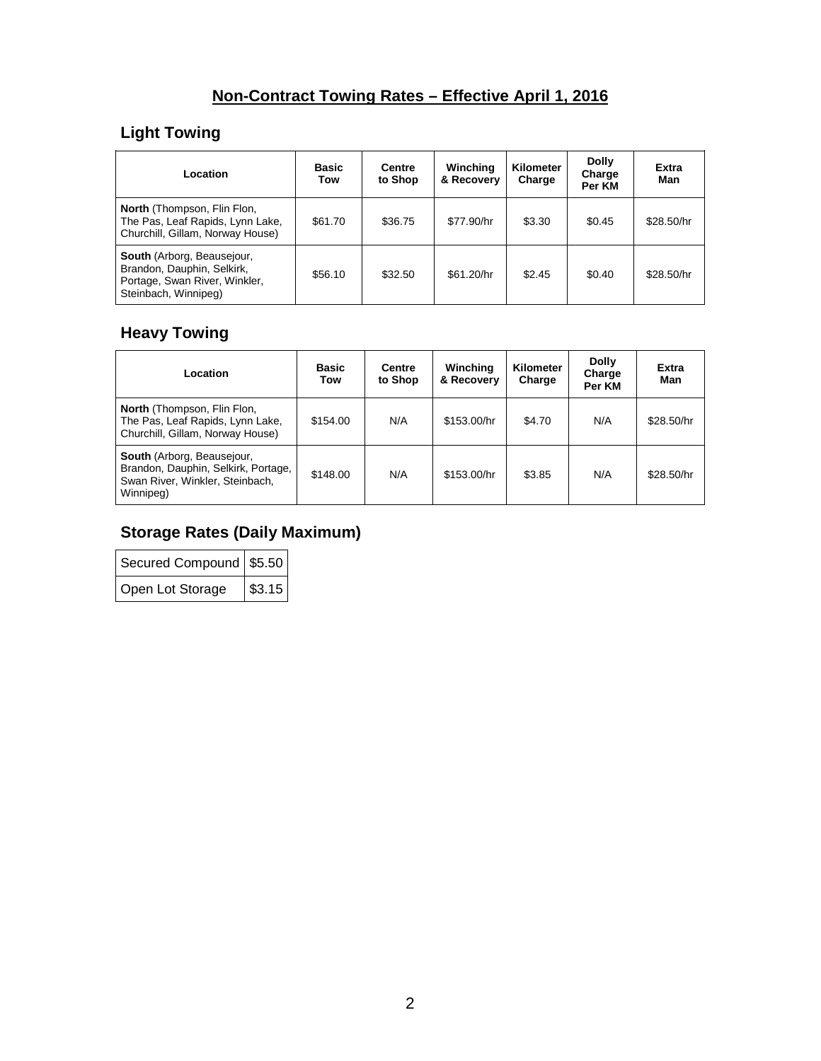# Non-Contract Towing Rates – Effective April 1, 2016

## Light Towing

| Location | Basic Tow | Centre to Shop | Winching & Recovery | Kilometer Charge | Dolly Charge Per KM | Extra Man |
|---|---|---|---|---|---|---|
| **North** (Thompson, Flin Flon, The Pas, Leaf Rapids, Lynn Lake, Churchill, Gillam, Norway House) | $61.70 | $36.75 | $77.90/hr | $3.30 | $0.45 | $28.50/hr |
| **South** (Arborg, Beausejour, Brandon, Dauphin, Selkirk, Portage, Swan River, Winkler, Steinbach, Winnipeg) | $56.10 | $32.50 | $61.20/hr | $2.45 | $0.40 | $28.50/hr |

## Heavy Towing

| Location | Basic Tow | Centre to Shop | Winching & Recovery | Kilometer Charge | Dolly Charge Per KM | Extra Man |
|---|---|---|---|---|---|---|
| **North** (Thompson, Flin Flon, The Pas, Leaf Rapids, Lynn Lake, Churchill, Gillam, Norway House) | $154.00 | N/A | $153.00/hr | $4.70 | N/A | $28.50/hr |
| **South** (Arborg, Beausejour, Brandon, Dauphin, Selkirk, Portage, Swan River, Winkler, Steinbach, Winnipeg) | $148.00 | N/A | $153.00/hr | $3.85 | N/A | $28.50/hr |

## Storage Rates (Daily Maximum)

| | |
|---|---|
| Secured Compound | $5.50 |
| Open Lot Storage | $3.15 |